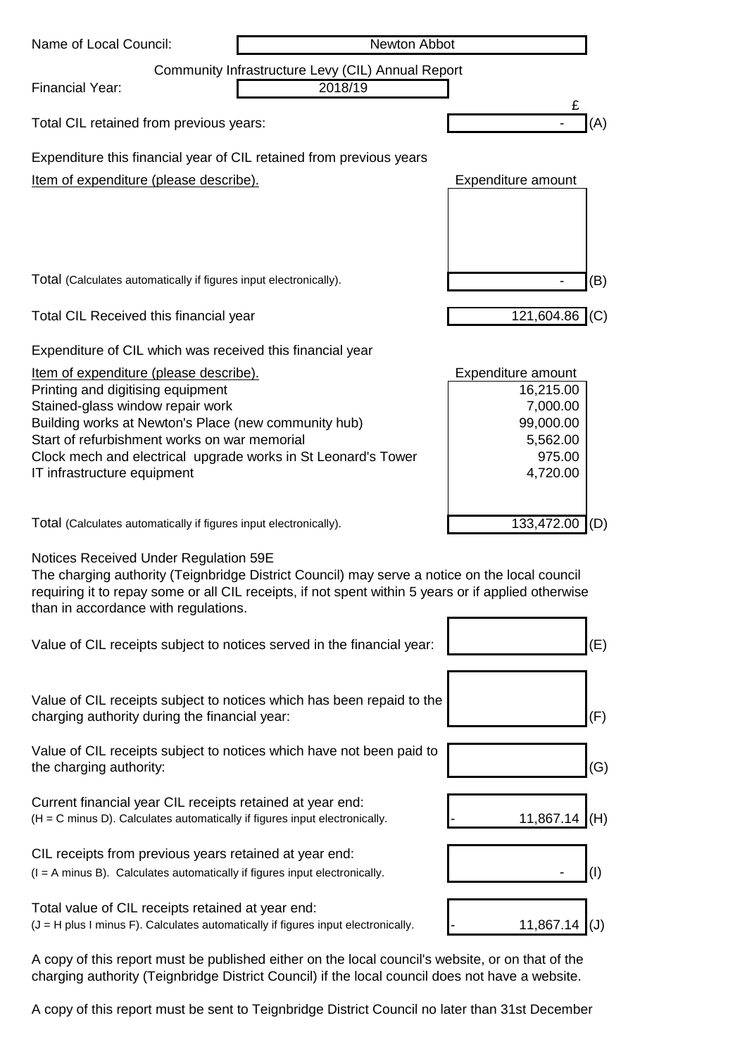Name of Local Council: Newton Abbot

Community Infrastructure Levy (CIL) Annual Report

Financial Year: 2018/19

| | £ | |
|---|---|---|
| Total CIL retained from previous years: | - | (A) |

Expenditure this financial year of CIL retained from previous years

| Item of expenditure (please describe). | Expenditure amount | |
|---|---|---|
| | | |
| Total (Calculates automatically if figures input electronically). | - | (B) |

| | | |
|---|---|---|
| Total CIL Received this financial year | 121,604.86 | (C) |

Expenditure of CIL which was received this financial year

| Item of expenditure (please describe). | Expenditure amount | |
|---|---|---|
| Printing and digitising equipment | 16,215.00 | |
| Stained-glass window repair work | 7,000.00 | |
| Building works at Newton's Place (new community hub) | 99,000.00 | |
| Start of refurbishment works on war memorial | 5,562.00 | |
| Clock mech and electrical upgrade works in St Leonard's Tower | 975.00 | |
| IT infrastructure equipment | 4,720.00 | |
| Total (Calculates automatically if figures input electronically). | 133,472.00 | (D) |

Notices Received Under Regulation 59E

The charging authority (Teignbridge District Council) may serve a notice on the local council requiring it to repay some or all CIL receipts, if not spent within 5 years or if applied otherwise than in accordance with regulations.

| | | |
|---|---|---|
| Value of CIL receipts subject to notices served in the financial year: | | (E) |
| Value of CIL receipts subject to notices which has been repaid to the charging authority during the financial year: | | (F) |
| Value of CIL receipts subject to notices which have not been paid to the charging authority: | | (G) |
| Current financial year CIL receipts retained at year end: (H = C minus D). Calculates automatically if figures input electronically. | - 11,867.14 | (H) |
| CIL receipts from previous years retained at year end: (I = A minus B). Calculates automatically if figures input electronically. | - | (I) |
| Total value of CIL receipts retained at year end: (J = H plus I minus F). Calculates automatically if figures input electronically. | - 11,867.14 | (J) |

A copy of this report must be published either on the local council's website, or on that of the charging authority (Teignbridge District Council) if the local council does not have a website.

A copy of this report must be sent to Teignbridge District Council no later than 31st December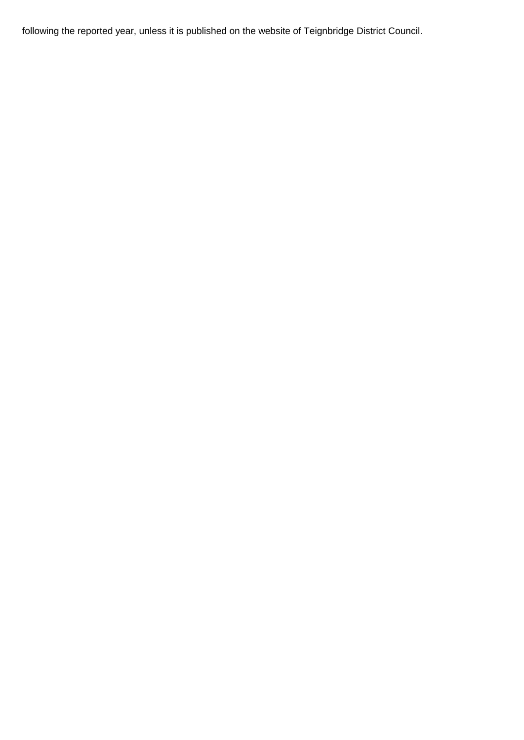following the reported year, unless it is published on the website of Teignbridge District Council.